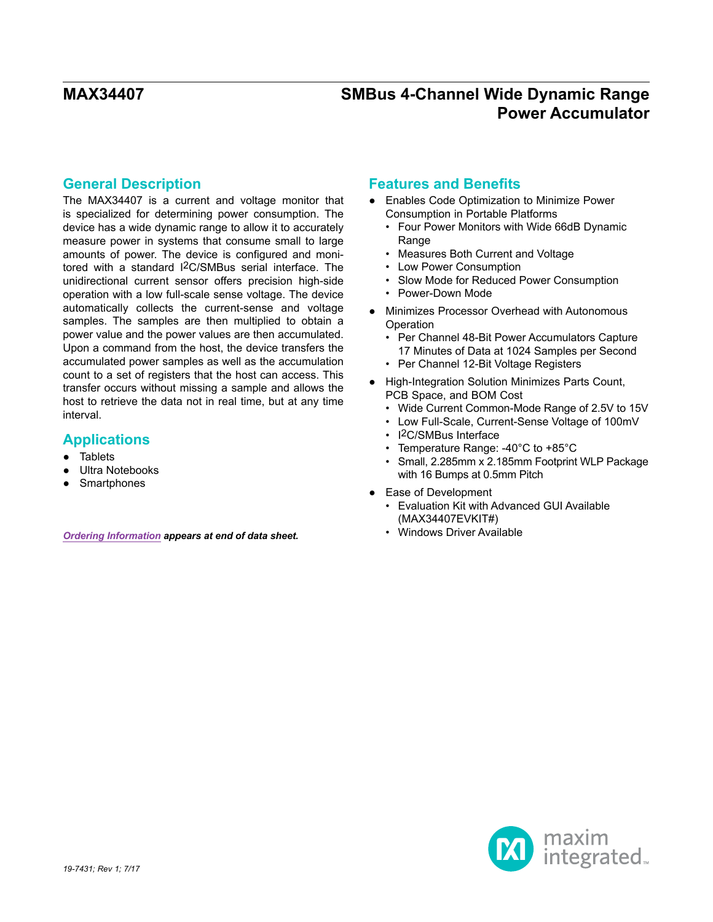# MAX34407

## SMBus 4-Channel Wide Dynamic Range Power Accumulator

## General Description

The MAX34407 is a current and voltage monitor that is specialized for determining power consumption. The device has a wide dynamic range to allow it to accurately measure power in systems that consume small to large amounts of power. The device is configured and monitored with a standard I2C/SMBus serial interface. The unidirectional current sensor offers precision high-side operation with a low full-scale sense voltage. The device automatically collects the current-sense and voltage samples. The samples are then multiplied to obtain a power value and the power values are then accumulated. Upon a command from the host, the device transfers the accumulated power samples as well as the accumulation count to a set of registers that the host can access. This transfer occurs without missing a sample and allows the host to retrieve the data not in real time, but at any time interval.

## Applications

- Tablets
- Ultra Notebooks
- Smartphones

*Ordering Information* ***appears at end of data sheet.***

## Features and Benefits

- Enables Code Optimization to Minimize Power Consumption in Portable Platforms
  - Four Power Monitors with Wide 66dB Dynamic Range
  - Measures Both Current and Voltage
  - Low Power Consumption
  - Slow Mode for Reduced Power Consumption
  - Power-Down Mode
- Minimizes Processor Overhead with Autonomous Operation
  - Per Channel 48-Bit Power Accumulators Capture 17 Minutes of Data at 1024 Samples per Second
  - Per Channel 12-Bit Voltage Registers
- High-Integration Solution Minimizes Parts Count, PCB Space, and BOM Cost
  - Wide Current Common-Mode Range of 2.5V to 15V
  - Low Full-Scale, Current-Sense Voltage of 100mV
  - I2C/SMBus Interface
  - Temperature Range: -40°C to +85°C
  - Small, 2.285mm x 2.185mm Footprint WLP Package with 16 Bumps at 0.5mm Pitch
- Ease of Development
  - Evaluation Kit with Advanced GUI Available (MAX34407EVKIT#)
  - Windows Driver Available

19-7431; Rev 1; 7/17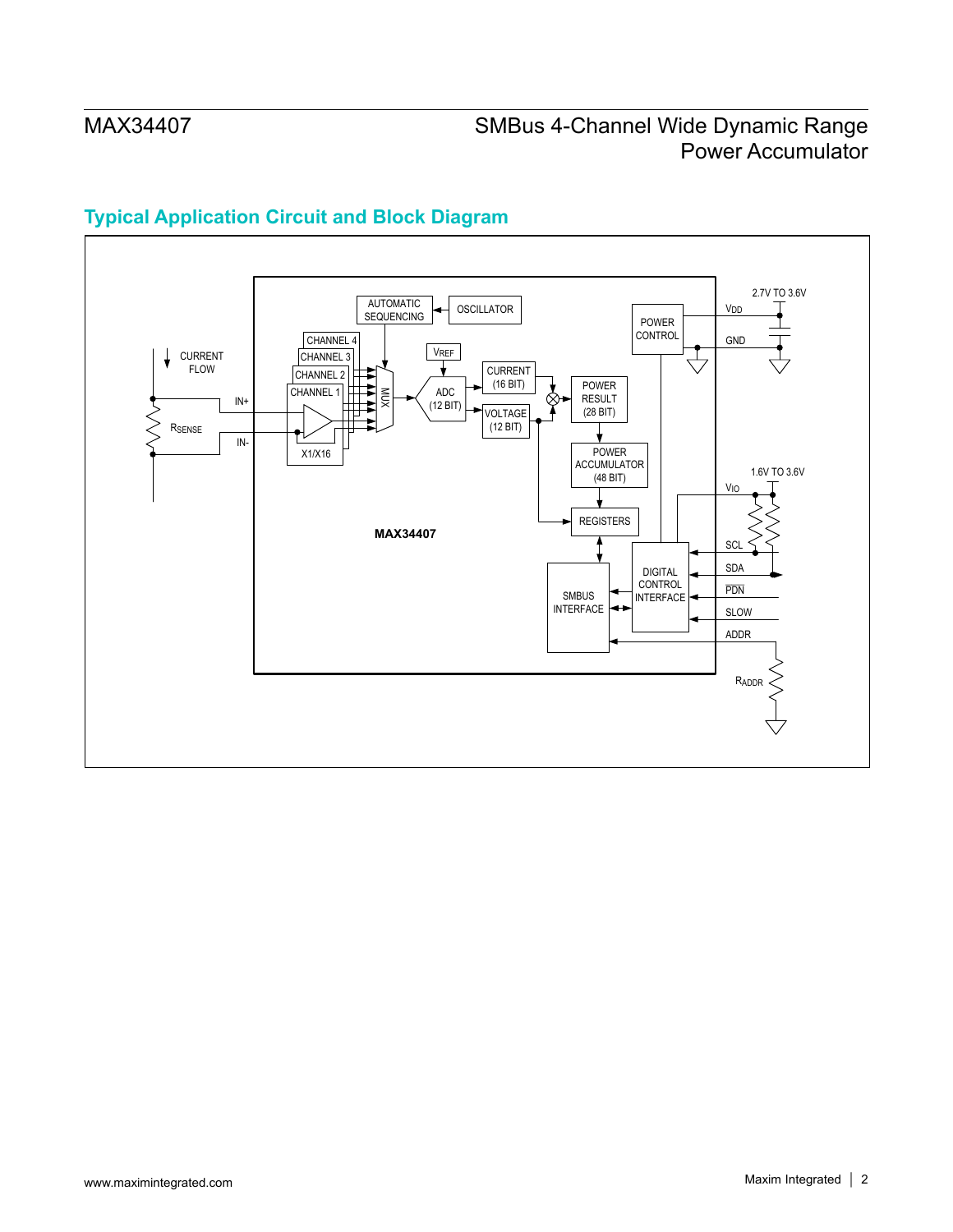## Typical Application Circuit and Block Diagram

AUTOMATIC SEQUENCING

OSCILLATOR

POWER CONTROL

2.7V TO 3.6V

$V_{DD}$

GND

CHANNEL 4

CHANNEL 3

CHANNEL 2

CHANNEL 1

CURRENT FLOW

$V_{REF}$

MUX

ADC (12 BIT)

CURRENT (16 BIT)

VOLTAGE (12 BIT)

POWER RESULT (28 BIT)

IN+

$R_{SENSE}$

IN-

X1/X16

POWER ACCUMULATOR (48 BIT)

1.6V TO 3.6V

$V_{IO}$

REGISTERS

MAX34407

SCL

SDA

DIGITAL CONTROL INTERFACE

SMBUS INTERFACE

$\overline{PDN}$

SLOW

ADDR

$R_{ADDR}$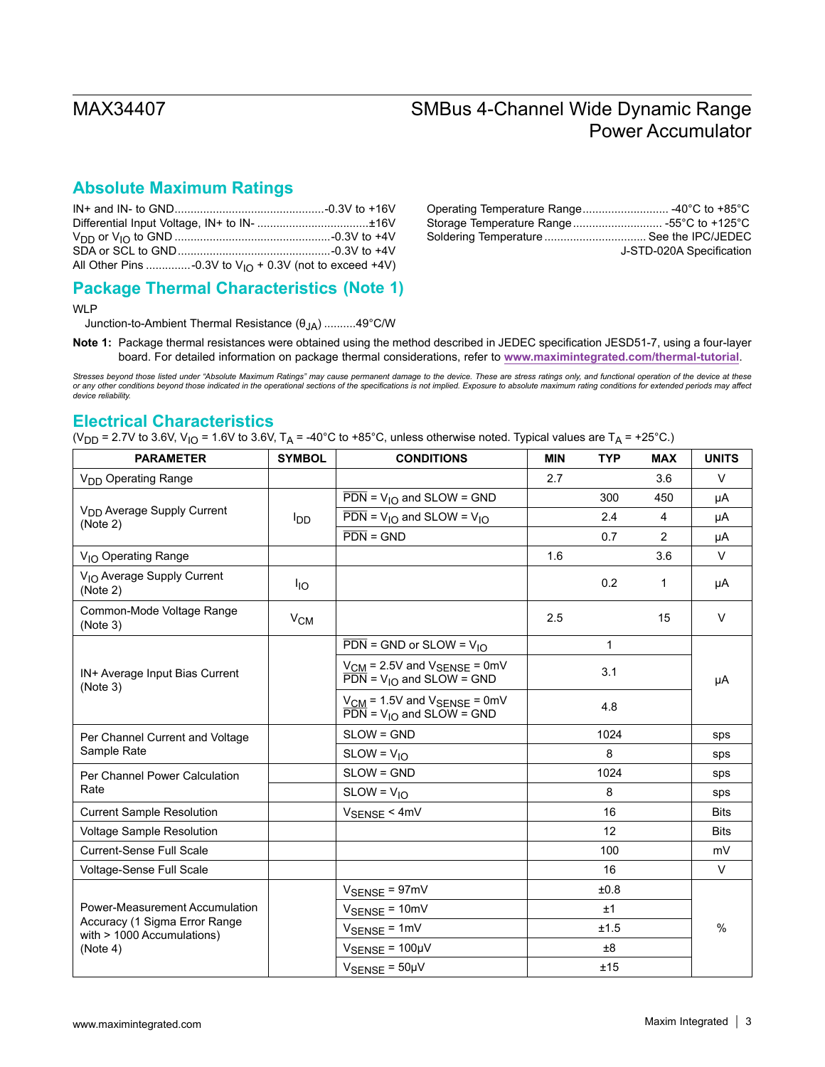## Absolute Maximum Ratings

IN+ and IN- to GND..............................................-0.3V to +16V
Differential Input Voltage, IN+ to IN- ..................................±16V
$V_{DD}$ or $V_{IO}$ to GND ................................................-0.3V to +4V
SDA or SCL to GND................................................-0.3V to +4V
All Other Pins ..............-0.3V to $V_{IO}$ + 0.3V (not to exceed +4V)

Operating Temperature Range........................... -40°C to +85°C
Storage Temperature Range............................ -55°C to +125°C
Soldering Temperature ................................ See the IPC/JEDEC J-STD-020A Specification

## Package Thermal Characteristics (Note 1)

WLP

Junction-to-Ambient Thermal Resistance ($\theta_{JA}$) ..........49°C/W

**Note 1:** Package thermal resistances were obtained using the method described in JEDEC specification JESD51-7, using a four-layer board. For detailed information on package thermal considerations, refer to **www.maximintegrated.com/thermal-tutorial**.

*Stresses beyond those listed under "Absolute Maximum Ratings" may cause permanent damage to the device. These are stress ratings only, and functional operation of the device at these or any other conditions beyond those indicated in the operational sections of the specifications is not implied. Exposure to absolute maximum rating conditions for extended periods may affect device reliability.*

## Electrical Characteristics

($V_{DD}$ = 2.7V to 3.6V, $V_{IO}$ = 1.6V to 3.6V, $T_A$ = -40°C to +85°C, unless otherwise noted. Typical values are $T_A$ = +25°C.)

| PARAMETER | SYMBOL | CONDITIONS | MIN | TYP | MAX | UNITS |
|---|---|---|---|---|---|---|
| $V_{DD}$ Operating Range | | | 2.7 | | 3.6 | V |
| $V_{DD}$ Average Supply Current (Note 2) | $I_{DD}$ | $\overline{PDN}$ = $V_{IO}$ and SLOW = GND | | 300 | 450 | µA |
| | | $\overline{PDN}$ = $V_{IO}$ and SLOW = $V_{IO}$ | | 2.4 | 4 | µA |
| | | $\overline{PDN}$ = GND | | 0.7 | 2 | µA |
| $V_{IO}$ Operating Range | | | 1.6 | | 3.6 | V |
| $V_{IO}$ Average Supply Current (Note 2) | $I_{IO}$ | | | 0.2 | 1 | µA |
| Common-Mode Voltage Range (Note 3) | $V_{CM}$ | | 2.5 | | 15 | V |
| IN+ Average Input Bias Current (Note 3) | | $\overline{PDN}$ = GND or SLOW = $V_{IO}$ | | 1 | | µA |
| | | $V_{CM}$ = 2.5V and $V_{SENSE}$ = 0mV $\overline{PDN}$ = $V_{IO}$ and SLOW = GND | | 3.1 | | µA |
| | | $V_{CM}$ = 1.5V and $V_{SENSE}$ = 0mV $\overline{PDN}$ = $V_{IO}$ and SLOW = GND | | 4.8 | | µA |
| Per Channel Current and Voltage Sample Rate | | SLOW = GND | | 1024 | | sps |
| | | SLOW = $V_{IO}$ | | 8 | | sps |
| Per Channel Power Calculation Rate | | SLOW = GND | | 1024 | | sps |
| | | SLOW = $V_{IO}$ | | 8 | | sps |
| Current Sample Resolution | | $V_{SENSE}$ < 4mV | | 16 | | Bits |
| Voltage Sample Resolution | | | | 12 | | Bits |
| Current-Sense Full Scale | | | | 100 | | mV |
| Voltage-Sense Full Scale | | | | 16 | | V |
| Power-Measurement Accumulation Accuracy (1 Sigma Error Range with > 1000 Accumulations) (Note 4) | | $V_{SENSE}$ = 97mV | | ±0.8 | | % |
| | | $V_{SENSE}$ = 10mV | | ±1 | | % |
| | | $V_{SENSE}$ = 1mV | | ±1.5 | | % |
| | | $V_{SENSE}$ = 100µV | | ±8 | | % |
| | | $V_{SENSE}$ = 50µV | | ±15 | | % |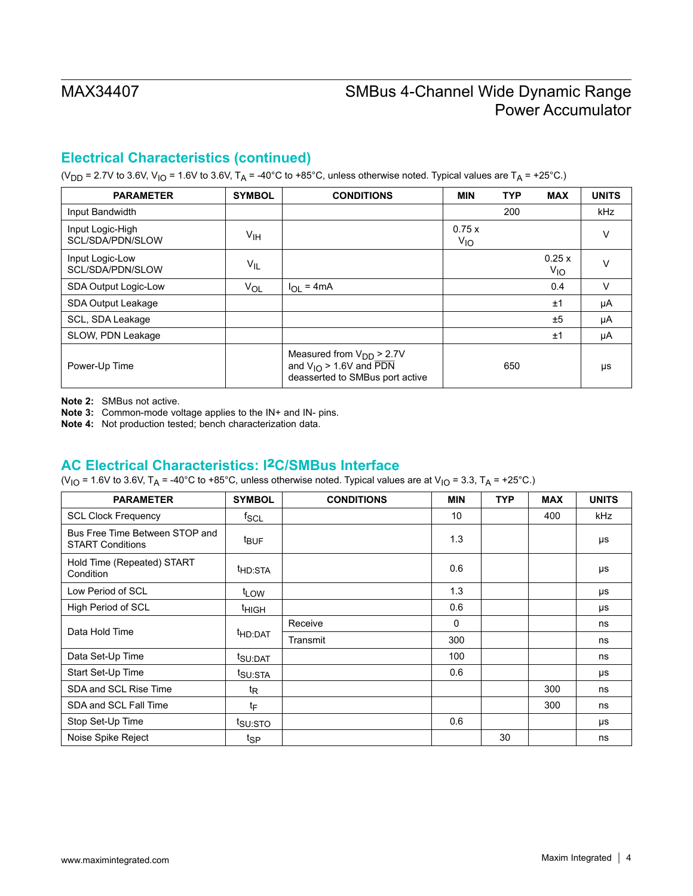## Electrical Characteristics (continued)

($V_{DD}$ = 2.7V to 3.6V, $V_{IO}$ = 1.6V to 3.6V, $T_A$ = -40°C to +85°C, unless otherwise noted. Typical values are $T_A$ = +25°C.)

| PARAMETER | SYMBOL | CONDITIONS | MIN | TYP | MAX | UNITS |
|---|---|---|---|---|---|---|
| Input Bandwidth | | | | 200 | | kHz |
| Input Logic-High SCL/SDA/PDN/SLOW | $V_{IH}$ | | 0.75 x $V_{IO}$ | | | V |
| Input Logic-Low SCL/SDA/PDN/SLOW | $V_{IL}$ | | | | 0.25 x $V_{IO}$ | V |
| SDA Output Logic-Low | $V_{OL}$ | $I_{OL}$ = 4mA | | | 0.4 | V |
| SDA Output Leakage | | | | | ±1 | µA |
| SCL, SDA Leakage | | | | | ±5 | µA |
| SLOW, PDN Leakage | | | | | ±1 | µA |
| Power-Up Time | | Measured from $V_{DD}$ > 2.7V and $V_{IO}$ > 1.6V and $\overline{PDN}$ deasserted to SMBus port active | | 650 | | µs |

**Note 2:** SMBus not active.
**Note 3:** Common-mode voltage applies to the IN+ and IN- pins.
**Note 4:** Not production tested; bench characterization data.

## AC Electrical Characteristics: I²C/SMBus Interface

($V_{IO}$ = 1.6V to 3.6V, $T_A$ = -40°C to +85°C, unless otherwise noted. Typical values are at $V_{IO}$ = 3.3, $T_A$ = +25°C.)

| PARAMETER | SYMBOL | CONDITIONS | MIN | TYP | MAX | UNITS |
|---|---|---|---|---|---|---|
| SCL Clock Frequency | $f_{SCL}$ | | 10 | | 400 | kHz |
| Bus Free Time Between STOP and START Conditions | $t_{BUF}$ | | 1.3 | | | µs |
| Hold Time (Repeated) START Condition | $t_{HD:STA}$ | | 0.6 | | | µs |
| Low Period of SCL | $t_{LOW}$ | | 1.3 | | | µs |
| High Period of SCL | $t_{HIGH}$ | | 0.6 | | | µs |
| Data Hold Time | $t_{HD:DAT}$ | Receive | 0 | | | ns |
| | | Transmit | 300 | | | ns |
| Data Set-Up Time | $t_{SU:DAT}$ | | 100 | | | ns |
| Start Set-Up Time | $t_{SU:STA}$ | | 0.6 | | | µs |
| SDA and SCL Rise Time | $t_R$ | | | | 300 | ns |
| SDA and SCL Fall Time | $t_F$ | | | | 300 | ns |
| Stop Set-Up Time | $t_{SU:STO}$ | | 0.6 | | | µs |
| Noise Spike Reject | $t_{SP}$ | | | 30 | | ns |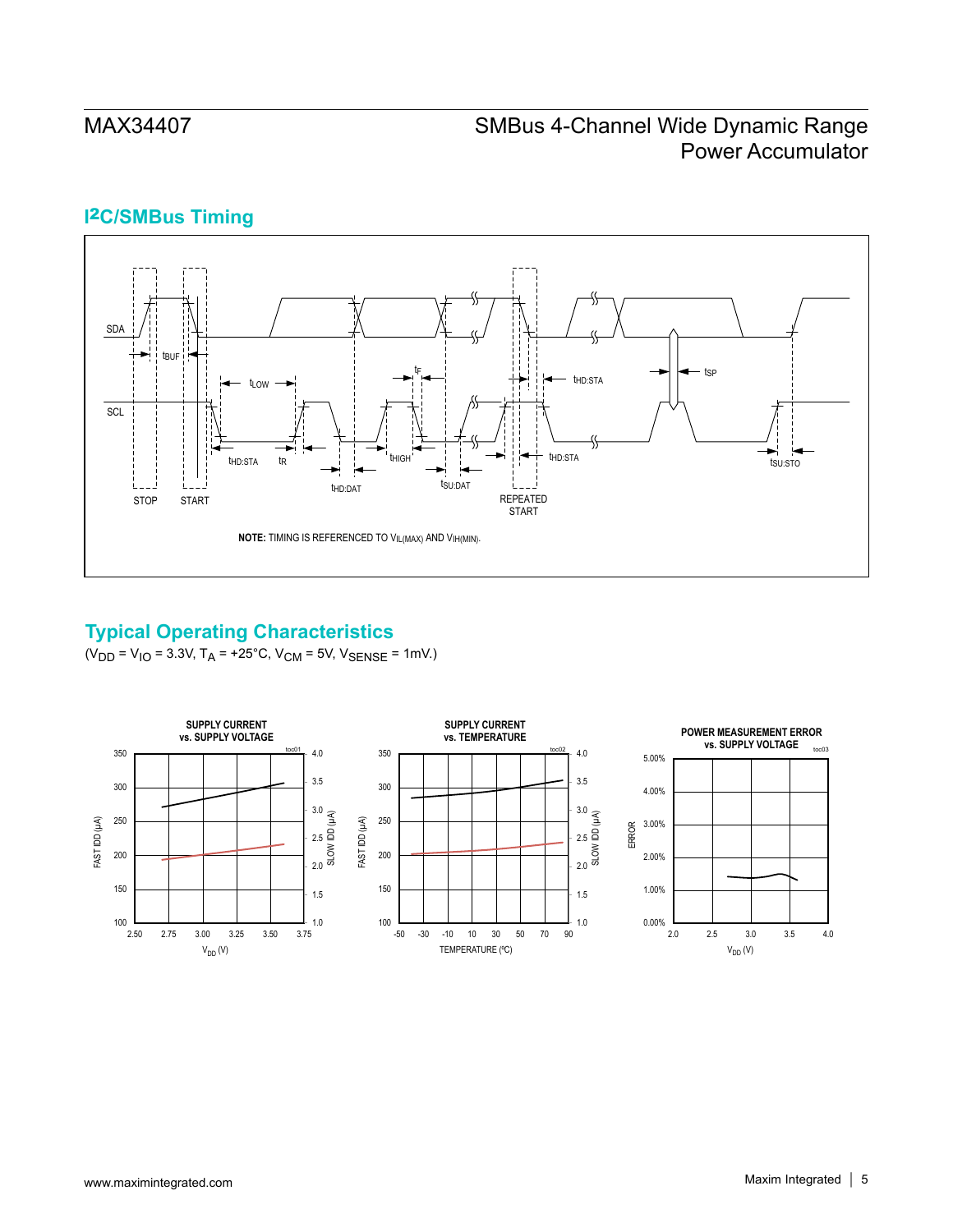## I²C/SMBus Timing

NOTE: TIMING IS REFERENCED TO $V_{IL(MAX)}$ AND $V_{IH(MIN)}$.

## Typical Operating Characteristics

($V_{DD}$ = $V_{IO}$ = 3.3V, $T_A$ = +25°C, $V_{CM}$ = 5V, $V_{SENSE}$ = 1mV.)

SUPPLY CURRENT vs. SUPPLY VOLTAGE (toc01)

SUPPLY CURRENT vs. TEMPERATURE (toc02)

POWER MEASUREMENT ERROR vs. SUPPLY VOLTAGE (toc03)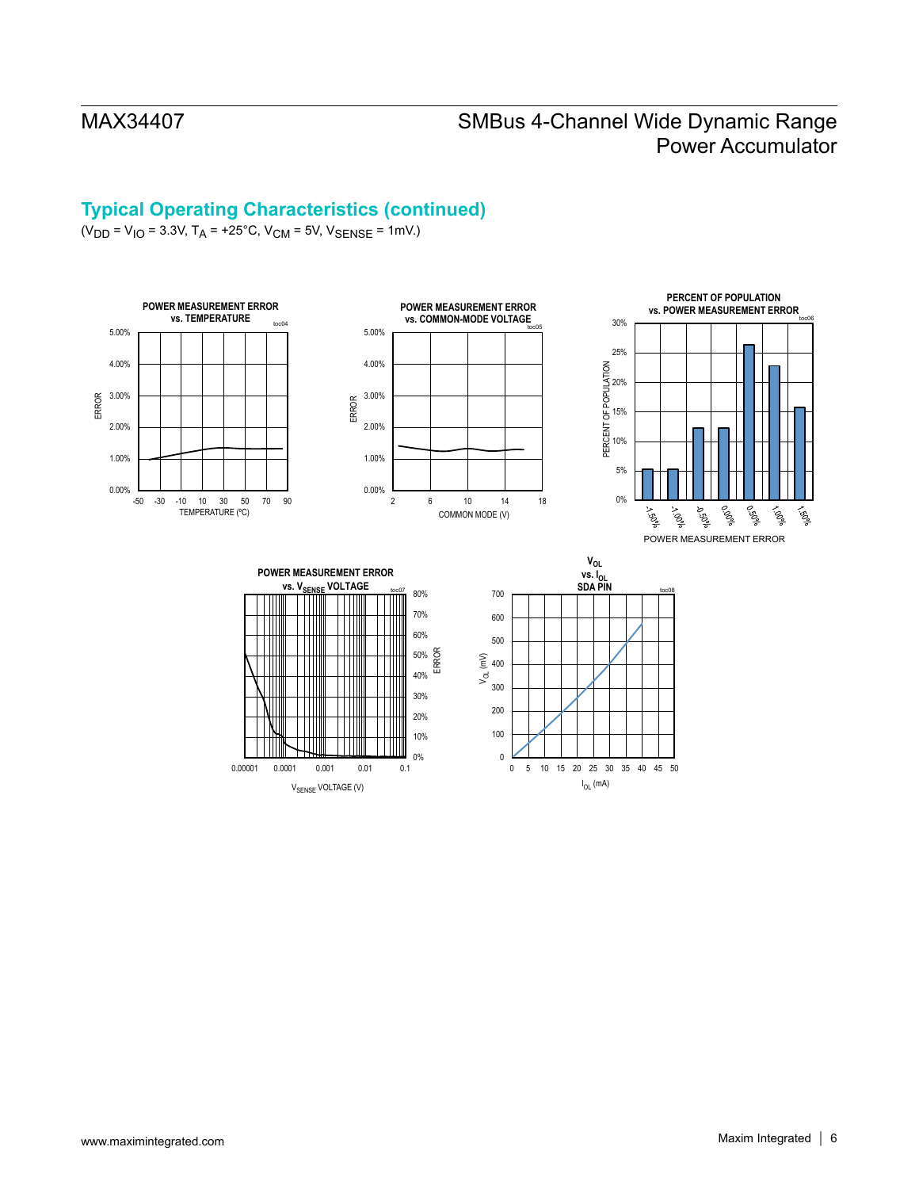## Typical Operating Characteristics (continued)

($V_{DD}$ = $V_{IO}$ = 3.3V, $T_A$ = +25°C, $V_{CM}$ = 5V, $V_{SENSE}$ = 1mV.)

**POWER MEASUREMENT ERROR vs. TEMPERATURE** (toc04)

ERROR: 0.00%, 1.00%, 2.00%, 3.00%, 4.00%, 5.00%

TEMPERATURE (ºC): -50, -30, -10, 10, 30, 50, 70, 90

**POWER MEASUREMENT ERROR vs. COMMON-MODE VOLTAGE** (toc05)

ERROR: 0.00%, 1.00%, 2.00%, 3.00%, 4.00%, 5.00%

COMMON MODE (V): 2, 6, 10, 14, 18

**PERCENT OF POPULATION vs. POWER MEASUREMENT ERROR** (toc06)

PERCENT OF POPULATION: 0%, 5%, 10%, 15%, 20%, 25%, 30%

POWER MEASUREMENT ERROR: -1.50%, -1.00%, -0.50%, 0.00%, 0.50%, 1.00%, 1.50%

**POWER MEASUREMENT ERROR vs. $V_{SENSE}$ VOLTAGE** (toc07)

ERROR: 0%, 10%, 20%, 30%, 40%, 50%, 60%, 70%, 80%

$V_{SENSE}$ VOLTAGE (V): 0.00001, 0.0001, 0.001, 0.01, 0.1

**$V_{OL}$ vs. $I_{OL}$ SDA PIN** (toc08)

$V_{OL}$ (mV): 0, 100, 200, 300, 400, 500, 600, 700

$I_{OL}$ (mA): 0, 5, 10, 15, 20, 25, 30, 35, 40, 45, 50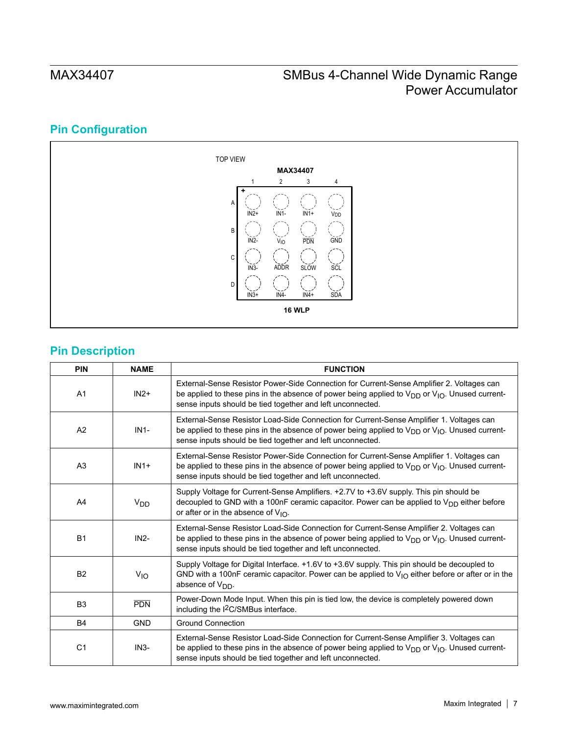## Pin Configuration

TOP VIEW

**MAX34407**

|   | 1 | 2 | 3 | 4 |
|---|---|---|---|---|
| A | IN2+ | IN1- | IN1+ | $V_{DD}$ |
| B | IN2- | $V_{IO}$ | $\overline{PDN}$ | GND |
| C | IN3- | ADDR | SLOW | SCL |
| D | IN3+ | IN4- | IN4+ | SDA |

**16 WLP**

## Pin Description

| PIN | NAME | FUNCTION |
|---|---|---|
| A1 | IN2+ | External-Sense Resistor Power-Side Connection for Current-Sense Amplifier 2. Voltages can be applied to these pins in the absence of power being applied to $V_{DD}$ or $V_{IO}$. Unused current-sense inputs should be tied together and left unconnected. |
| A2 | IN1- | External-Sense Resistor Load-Side Connection for Current-Sense Amplifier 1. Voltages can be applied to these pins in the absence of power being applied to $V_{DD}$ or $V_{IO}$. Unused current-sense inputs should be tied together and left unconnected. |
| A3 | IN1+ | External-Sense Resistor Power-Side Connection for Current-Sense Amplifier 1. Voltages can be applied to these pins in the absence of power being applied to $V_{DD}$ or $V_{IO}$. Unused current-sense inputs should be tied together and left unconnected. |
| A4 | $V_{DD}$ | Supply Voltage for Current-Sense Amplifiers. +2.7V to +3.6V supply. This pin should be decoupled to GND with a 100nF ceramic capacitor. Power can be applied to $V_{DD}$ either before or after or in the absence of $V_{IO}$. |
| B1 | IN2- | External-Sense Resistor Load-Side Connection for Current-Sense Amplifier 2. Voltages can be applied to these pins in the absence of power being applied to $V_{DD}$ or $V_{IO}$. Unused current-sense inputs should be tied together and left unconnected. |
| B2 | $V_{IO}$ | Supply Voltage for Digital Interface. +1.6V to +3.6V supply. This pin should be decoupled to GND with a 100nF ceramic capacitor. Power can be applied to $V_{IO}$ either before or after or in the absence of $V_{DD}$. |
| B3 | $\overline{PDN}$ | Power-Down Mode Input. When this pin is tied low, the device is completely powered down including the I²C/SMBus interface. |
| B4 | GND | Ground Connection |
| C1 | IN3- | External-Sense Resistor Load-Side Connection for Current-Sense Amplifier 3. Voltages can be applied to these pins in the absence of power being applied to $V_{DD}$ or $V_{IO}$. Unused current-sense inputs should be tied together and left unconnected. |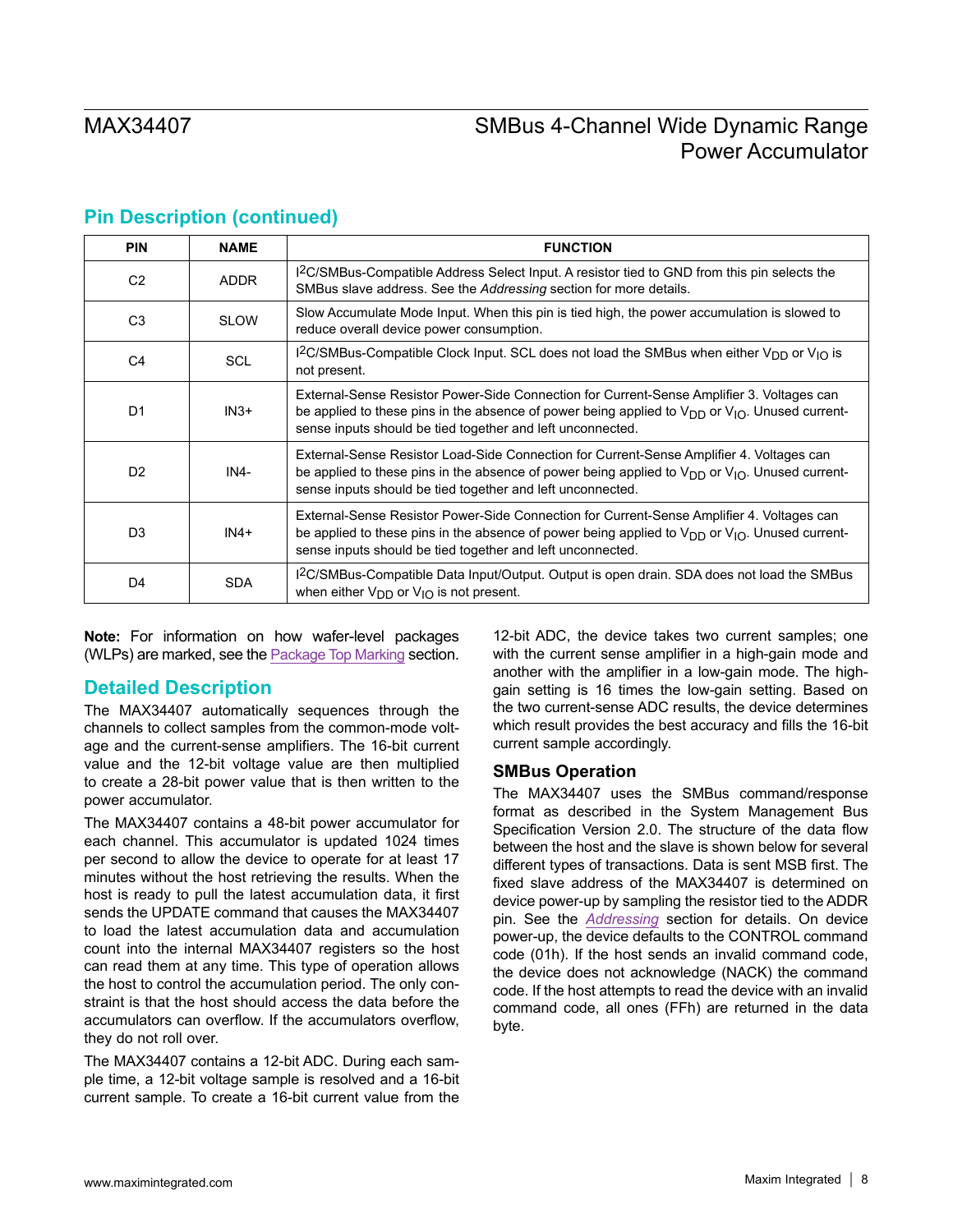## Pin Description (continued)

| PIN | NAME | FUNCTION |
|---|---|---|
| C2 | ADDR | I2C/SMBus-Compatible Address Select Input. A resistor tied to GND from this pin selects the SMBus slave address. See the *Addressing* section for more details. |
| C3 | SLOW | Slow Accumulate Mode Input. When this pin is tied high, the power accumulation is slowed to reduce overall device power consumption. |
| C4 | SCL | I2C/SMBus-Compatible Clock Input. SCL does not load the SMBus when either $V_{DD}$ or $V_{IO}$ is not present. |
| D1 | IN3+ | External-Sense Resistor Power-Side Connection for Current-Sense Amplifier 3. Voltages can be applied to these pins in the absence of power being applied to $V_{DD}$ or $V_{IO}$. Unused current-sense inputs should be tied together and left unconnected. |
| D2 | IN4- | External-Sense Resistor Load-Side Connection for Current-Sense Amplifier 4. Voltages can be applied to these pins in the absence of power being applied to $V_{DD}$ or $V_{IO}$. Unused current-sense inputs should be tied together and left unconnected. |
| D3 | IN4+ | External-Sense Resistor Power-Side Connection for Current-Sense Amplifier 4. Voltages can be applied to these pins in the absence of power being applied to $V_{DD}$ or $V_{IO}$. Unused current-sense inputs should be tied together and left unconnected. |
| D4 | SDA | I2C/SMBus-Compatible Data Input/Output. Output is open drain. SDA does not load the SMBus when either $V_{DD}$ or $V_{IO}$ is not present. |

**Note:** For information on how wafer-level packages (WLPs) are marked, see the Package Top Marking section.

## Detailed Description

The MAX34407 automatically sequences through the channels to collect samples from the common-mode voltage and the current-sense amplifiers. The 16-bit current value and the 12-bit voltage value are then multiplied to create a 28-bit power value that is then written to the power accumulator.

The MAX34407 contains a 48-bit power accumulator for each channel. This accumulator is updated 1024 times per second to allow the device to operate for at least 17 minutes without the host retrieving the results. When the host is ready to pull the latest accumulation data, it first sends the UPDATE command that causes the MAX34407 to load the latest accumulation data and accumulation count into the internal MAX34407 registers so the host can read them at any time. This type of operation allows the host to control the accumulation period. The only constraint is that the host should access the data before the accumulators can overflow. If the accumulators overflow, they do not roll over.

The MAX34407 contains a 12-bit ADC. During each sample time, a 12-bit voltage sample is resolved and a 16-bit current sample. To create a 16-bit current value from the 12-bit ADC, the device takes two current samples; one with the current sense amplifier in a high-gain mode and another with the amplifier in a low-gain mode. The high-gain setting is 16 times the low-gain setting. Based on the two current-sense ADC results, the device determines which result provides the best accuracy and fills the 16-bit current sample accordingly.

### SMBus Operation

The MAX34407 uses the SMBus command/response format as described in the System Management Bus Specification Version 2.0. The structure of the data flow between the host and the slave is shown below for several different types of transactions. Data is sent MSB first. The fixed slave address of the MAX34407 is determined on device power-up by sampling the resistor tied to the ADDR pin. See the *Addressing* section for details. On device power-up, the device defaults to the CONTROL command code (01h). If the host sends an invalid command code, the device does not acknowledge (NACK) the command code. If the host attempts to read the device with an invalid command code, all ones (FFh) are returned in the data byte.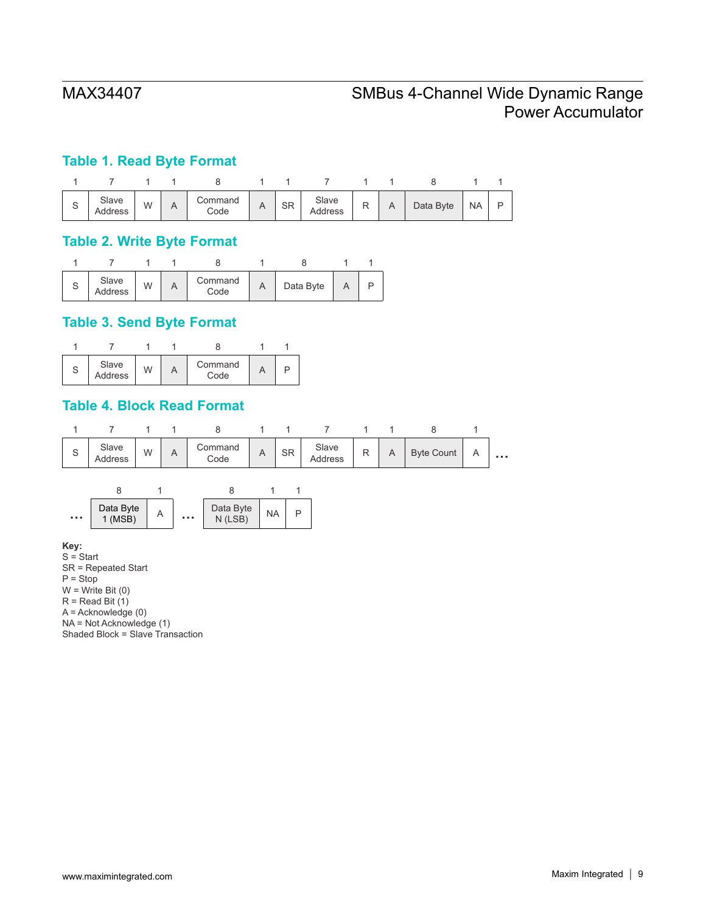## Table 1. Read Byte Format

| 1 | 7 | 1 | 1 | 8 | 1 | 1 | 7 | 1 | 1 | 8 | 1 | 1 |
|---|---|---|---|---|---|---|---|---|---|---|---|---|
| S | Slave Address | W | A | Command Code | A | SR | Slave Address | R | A | Data Byte | NA | P |

## Table 2. Write Byte Format

| 1 | 7 | 1 | 1 | 8 | 1 | 8 | 1 | 1 |
|---|---|---|---|---|---|---|---|---|
| S | Slave Address | W | A | Command Code | A | Data Byte | A | P |

## Table 3. Send Byte Format

| 1 | 7 | 1 | 1 | 8 | 1 | 1 |
|---|---|---|---|---|---|---|
| S | Slave Address | W | A | Command Code | A | P |

## Table 4. Block Read Format

| 1 | 7 | 1 | 1 | 8 | 1 | 1 | 7 | 1 | 1 | 8 | 1 | |
|---|---|---|---|---|---|---|---|---|---|---|---|---|
| S | Slave Address | W | A | Command Code | A | SR | Slave Address | R | A | Byte Count | A | … |

| | 8 | 1 | | 8 | 1 | 1 |
|---|---|---|---|---|---|---|
| … | Data Byte 1 (MSB) | A | … | Data Byte N (LSB) | NA | P |

**Key:**
S = Start
SR = Repeated Start
P = Stop
W = Write Bit (0)
R = Read Bit (1)
A = Acknowledge (0)
NA = Not Acknowledge (1)
Shaded Block = Slave Transaction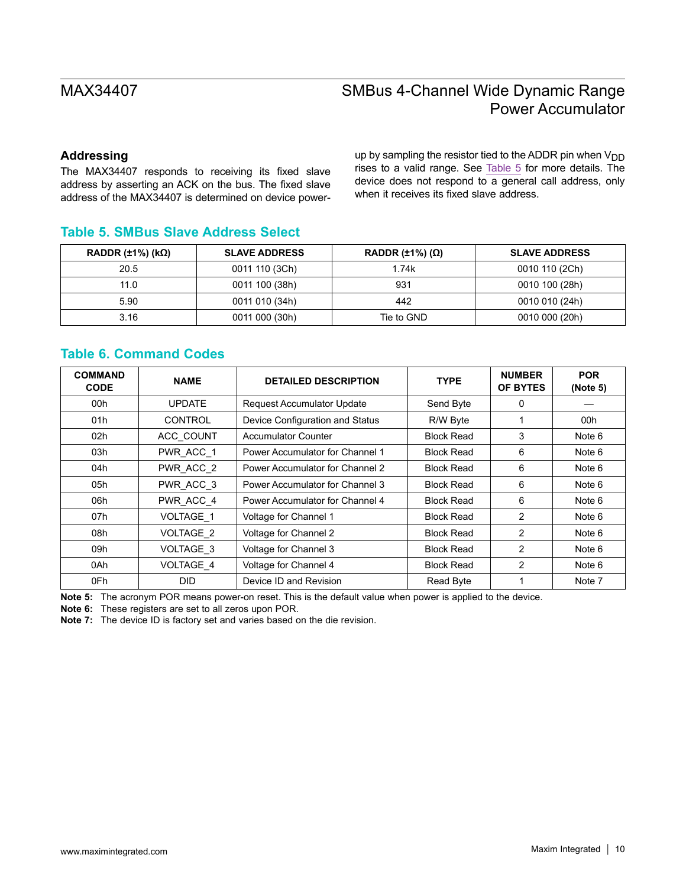## Addressing

The MAX34407 responds to receiving its fixed slave address by asserting an ACK on the bus. The fixed slave address of the MAX34407 is determined on device power-up by sampling the resistor tied to the ADDR pin when $V_{DD}$ rises to a valid range. See Table 5 for more details. The device does not respond to a general call address, only when it receives its fixed slave address.

### Table 5. SMBus Slave Address Select

| RADDR (±1%) (kΩ) | SLAVE ADDRESS | RADDR (±1%) (Ω) | SLAVE ADDRESS |
|---|---|---|---|
| 20.5 | 0011 110 (3Ch) | 1.74k | 0010 110 (2Ch) |
| 11.0 | 0011 100 (38h) | 931 | 0010 100 (28h) |
| 5.90 | 0011 010 (34h) | 442 | 0010 010 (24h) |
| 3.16 | 0011 000 (30h) | Tie to GND | 0010 000 (20h) |

### Table 6. Command Codes

| COMMAND CODE | NAME | DETAILED DESCRIPTION | TYPE | NUMBER OF BYTES | POR (Note 5) |
|---|---|---|---|---|---|
| 00h | UPDATE | Request Accumulator Update | Send Byte | 0 | — |
| 01h | CONTROL | Device Configuration and Status | R/W Byte | 1 | 00h |
| 02h | ACC_COUNT | Accumulator Counter | Block Read | 3 | Note 6 |
| 03h | PWR_ACC_1 | Power Accumulator for Channel 1 | Block Read | 6 | Note 6 |
| 04h | PWR_ACC_2 | Power Accumulator for Channel 2 | Block Read | 6 | Note 6 |
| 05h | PWR_ACC_3 | Power Accumulator for Channel 3 | Block Read | 6 | Note 6 |
| 06h | PWR_ACC_4 | Power Accumulator for Channel 4 | Block Read | 6 | Note 6 |
| 07h | VOLTAGE_1 | Voltage for Channel 1 | Block Read | 2 | Note 6 |
| 08h | VOLTAGE_2 | Voltage for Channel 2 | Block Read | 2 | Note 6 |
| 09h | VOLTAGE_3 | Voltage for Channel 3 | Block Read | 2 | Note 6 |
| 0Ah | VOLTAGE_4 | Voltage for Channel 4 | Block Read | 2 | Note 6 |
| 0Fh | DID | Device ID and Revision | Read Byte | 1 | Note 7 |

**Note 5:** The acronym POR means power-on reset. This is the default value when power is applied to the device.

**Note 6:** These registers are set to all zeros upon POR.

**Note 7:** The device ID is factory set and varies based on the die revision.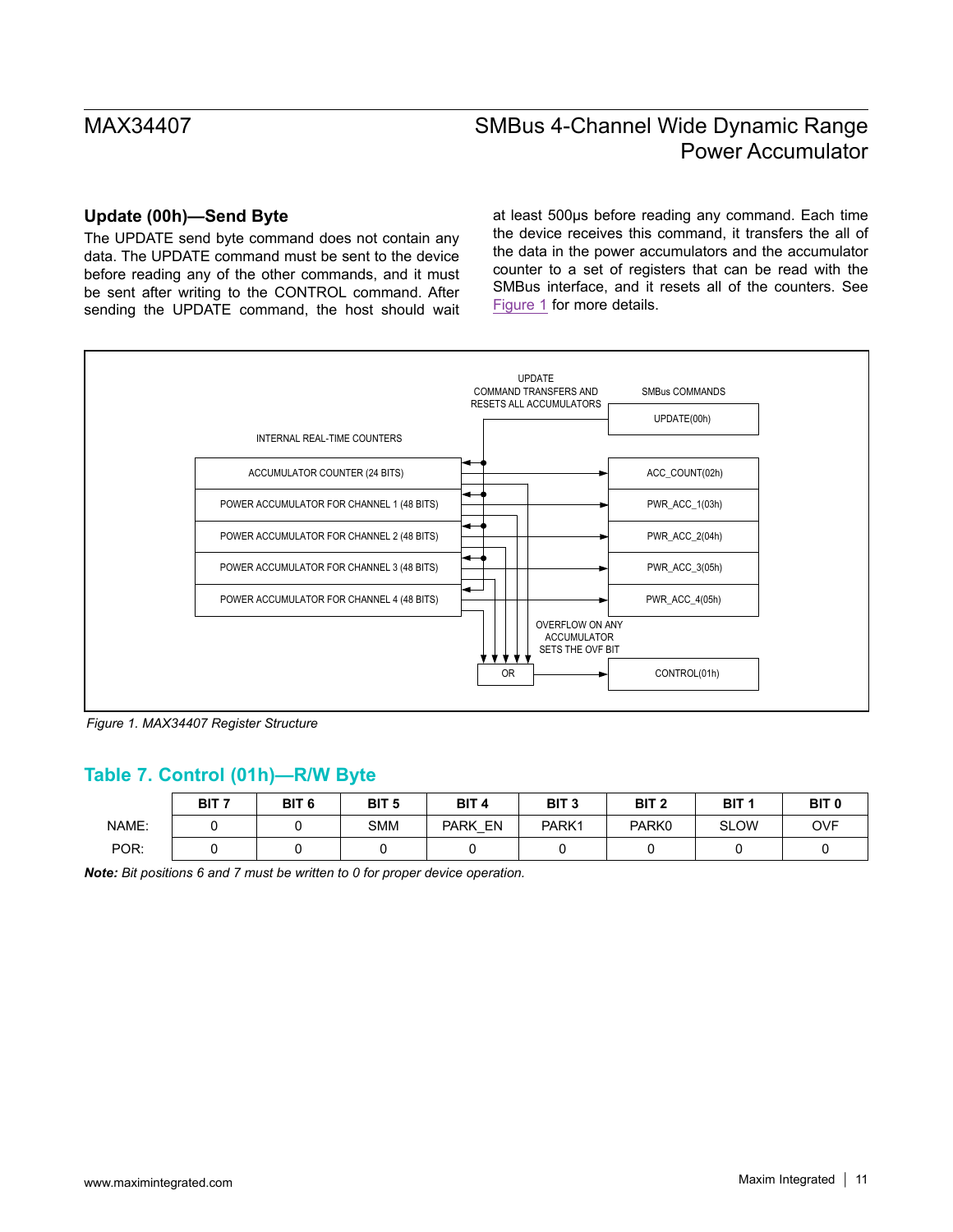### Update (00h)—Send Byte

The UPDATE send byte command does not contain any data. The UPDATE command must be sent to the device before reading any of the other commands, and it must be sent after writing to the CONTROL command. After sending the UPDATE command, the host should wait at least 500μs before reading any command. Each time the device receives this command, it transfers the all of the data in the power accumulators and the accumulator counter to a set of registers that can be read with the SMBus interface, and it resets all of the counters. See Figure 1 for more details.

UPDATE COMMAND TRANSFERS AND RESETS ALL ACCUMULATORS

SMBus COMMANDS

UPDATE(00h)

INTERNAL REAL-TIME COUNTERS

ACCUMULATOR COUNTER (24 BITS) → ACC_COUNT(02h)

POWER ACCUMULATOR FOR CHANNEL 1 (48 BITS) → PWR_ACC_1(03h)

POWER ACCUMULATOR FOR CHANNEL 2 (48 BITS) → PWR_ACC_2(04h)

POWER ACCUMULATOR FOR CHANNEL 3 (48 BITS) → PWR_ACC_3(05h)

POWER ACCUMULATOR FOR CHANNEL 4 (48 BITS) → PWR_ACC_4(05h)

OVERFLOW ON ANY ACCUMULATOR SETS THE OVF BIT

OR → CONTROL(01h)

*Figure 1. MAX34407 Register Structure*

## Table 7. Control (01h)—R/W Byte

| | BIT 7 | BIT 6 | BIT 5 | BIT 4 | BIT 3 | BIT 2 | BIT 1 | BIT 0 |
|---|---|---|---|---|---|---|---|---|
| NAME: | 0 | 0 | SMM | PARK_EN | PARK1 | PARK0 | SLOW | OVF |
| POR: | 0 | 0 | 0 | 0 | 0 | 0 | 0 | 0 |

***Note:*** *Bit positions 6 and 7 must be written to 0 for proper device operation.*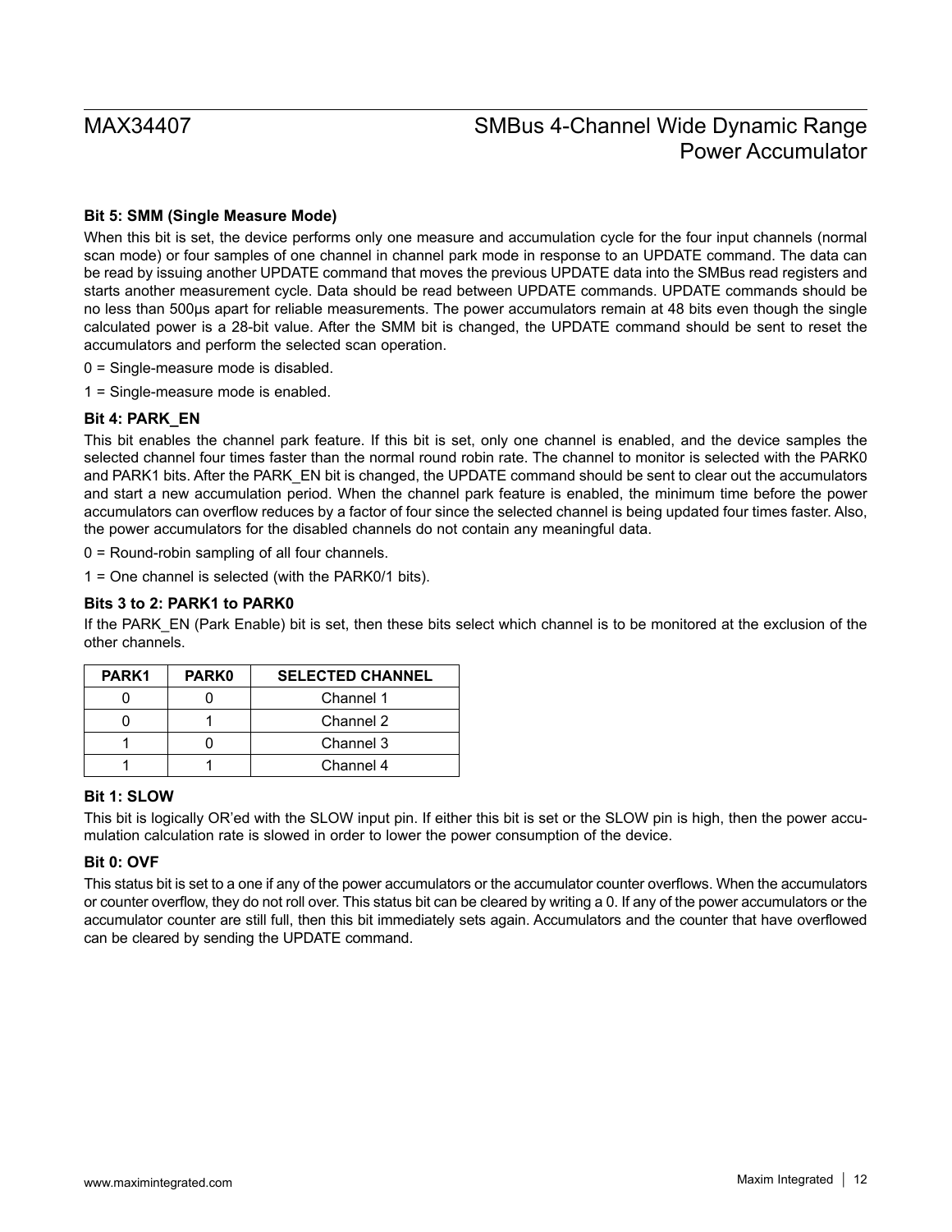#### Bit 5: SMM (Single Measure Mode)

When this bit is set, the device performs only one measure and accumulation cycle for the four input channels (normal scan mode) or four samples of one channel in channel park mode in response to an UPDATE command. The data can be read by issuing another UPDATE command that moves the previous UPDATE data into the SMBus read registers and starts another measurement cycle. Data should be read between UPDATE commands. UPDATE commands should be no less than 500μs apart for reliable measurements. The power accumulators remain at 48 bits even though the single calculated power is a 28-bit value. After the SMM bit is changed, the UPDATE command should be sent to reset the accumulators and perform the selected scan operation.

0 = Single-measure mode is disabled.

1 = Single-measure mode is enabled.

#### Bit 4: PARK_EN

This bit enables the channel park feature. If this bit is set, only one channel is enabled, and the device samples the selected channel four times faster than the normal round robin rate. The channel to monitor is selected with the PARK0 and PARK1 bits. After the PARK_EN bit is changed, the UPDATE command should be sent to clear out the accumulators and start a new accumulation period. When the channel park feature is enabled, the minimum time before the power accumulators can overflow reduces by a factor of four since the selected channel is being updated four times faster. Also, the power accumulators for the disabled channels do not contain any meaningful data.

0 = Round-robin sampling of all four channels.

1 = One channel is selected (with the PARK0/1 bits).

#### Bits 3 to 2: PARK1 to PARK0

If the PARK_EN (Park Enable) bit is set, then these bits select which channel is to be monitored at the exclusion of the other channels.

| PARK1 | PARK0 | SELECTED CHANNEL |
|---|---|---|
| 0 | 0 | Channel 1 |
| 0 | 1 | Channel 2 |
| 1 | 0 | Channel 3 |
| 1 | 1 | Channel 4 |

#### Bit 1: SLOW

This bit is logically OR'ed with the SLOW input pin. If either this bit is set or the SLOW pin is high, then the power accumulation calculation rate is slowed in order to lower the power consumption of the device.

#### Bit 0: OVF

This status bit is set to a one if any of the power accumulators or the accumulator counter overflows. When the accumulators or counter overflow, they do not roll over. This status bit can be cleared by writing a 0. If any of the power accumulators or the accumulator counter are still full, then this bit immediately sets again. Accumulators and the counter that have overflowed can be cleared by sending the UPDATE command.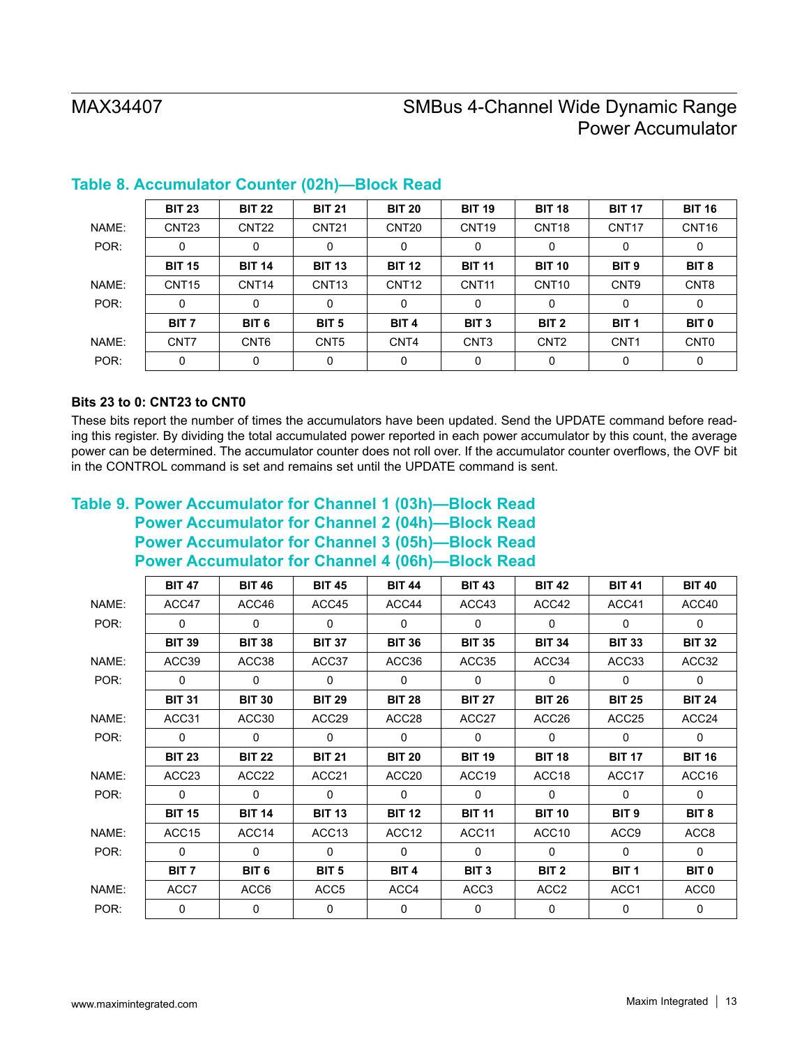## Table 8. Accumulator Counter (02h)—Block Read

| | BIT 23 | BIT 22 | BIT 21 | BIT 20 | BIT 19 | BIT 18 | BIT 17 | BIT 16 |
|---|---|---|---|---|---|---|---|---|
| NAME: | CNT23 | CNT22 | CNT21 | CNT20 | CNT19 | CNT18 | CNT17 | CNT16 |
| POR: | 0 | 0 | 0 | 0 | 0 | 0 | 0 | 0 |
| | **BIT 15** | **BIT 14** | **BIT 13** | **BIT 12** | **BIT 11** | **BIT 10** | **BIT 9** | **BIT 8** |
| NAME: | CNT15 | CNT14 | CNT13 | CNT12 | CNT11 | CNT10 | CNT9 | CNT8 |
| POR: | 0 | 0 | 0 | 0 | 0 | 0 | 0 | 0 |
| | **BIT 7** | **BIT 6** | **BIT 5** | **BIT 4** | **BIT 3** | **BIT 2** | **BIT 1** | **BIT 0** |
| NAME: | CNT7 | CNT6 | CNT5 | CNT4 | CNT3 | CNT2 | CNT1 | CNT0 |
| POR: | 0 | 0 | 0 | 0 | 0 | 0 | 0 | 0 |

**Bits 23 to 0: CNT23 to CNT0**

These bits report the number of times the accumulators have been updated. Send the UPDATE command before reading this register. By dividing the total accumulated power reported in each power accumulator by this count, the average power can be determined. The accumulator counter does not roll over. If the accumulator counter overflows, the OVF bit in the CONTROL command is set and remains set until the UPDATE command is sent.

## Table 9. Power Accumulator for Channel 1 (03h)—Block Read
## Power Accumulator for Channel 2 (04h)—Block Read
## Power Accumulator for Channel 3 (05h)—Block Read
## Power Accumulator for Channel 4 (06h)—Block Read

| | BIT 47 | BIT 46 | BIT 45 | BIT 44 | BIT 43 | BIT 42 | BIT 41 | BIT 40 |
|---|---|---|---|---|---|---|---|---|
| NAME: | ACC47 | ACC46 | ACC45 | ACC44 | ACC43 | ACC42 | ACC41 | ACC40 |
| POR: | 0 | 0 | 0 | 0 | 0 | 0 | 0 | 0 |
| | **BIT 39** | **BIT 38** | **BIT 37** | **BIT 36** | **BIT 35** | **BIT 34** | **BIT 33** | **BIT 32** |
| NAME: | ACC39 | ACC38 | ACC37 | ACC36 | ACC35 | ACC34 | ACC33 | ACC32 |
| POR: | 0 | 0 | 0 | 0 | 0 | 0 | 0 | 0 |
| | **BIT 31** | **BIT 30** | **BIT 29** | **BIT 28** | **BIT 27** | **BIT 26** | **BIT 25** | **BIT 24** |
| NAME: | ACC31 | ACC30 | ACC29 | ACC28 | ACC27 | ACC26 | ACC25 | ACC24 |
| POR: | 0 | 0 | 0 | 0 | 0 | 0 | 0 | 0 |
| | **BIT 23** | **BIT 22** | **BIT 21** | **BIT 20** | **BIT 19** | **BIT 18** | **BIT 17** | **BIT 16** |
| NAME: | ACC23 | ACC22 | ACC21 | ACC20 | ACC19 | ACC18 | ACC17 | ACC16 |
| POR: | 0 | 0 | 0 | 0 | 0 | 0 | 0 | 0 |
| | **BIT 15** | **BIT 14** | **BIT 13** | **BIT 12** | **BIT 11** | **BIT 10** | **BIT 9** | **BIT 8** |
| NAME: | ACC15 | ACC14 | ACC13 | ACC12 | ACC11 | ACC10 | ACC9 | ACC8 |
| POR: | 0 | 0 | 0 | 0 | 0 | 0 | 0 | 0 |
| | **BIT 7** | **BIT 6** | **BIT 5** | **BIT 4** | **BIT 3** | **BIT 2** | **BIT 1** | **BIT 0** |
| NAME: | ACC7 | ACC6 | ACC5 | ACC4 | ACC3 | ACC2 | ACC1 | ACC0 |
| POR: | 0 | 0 | 0 | 0 | 0 | 0 | 0 | 0 |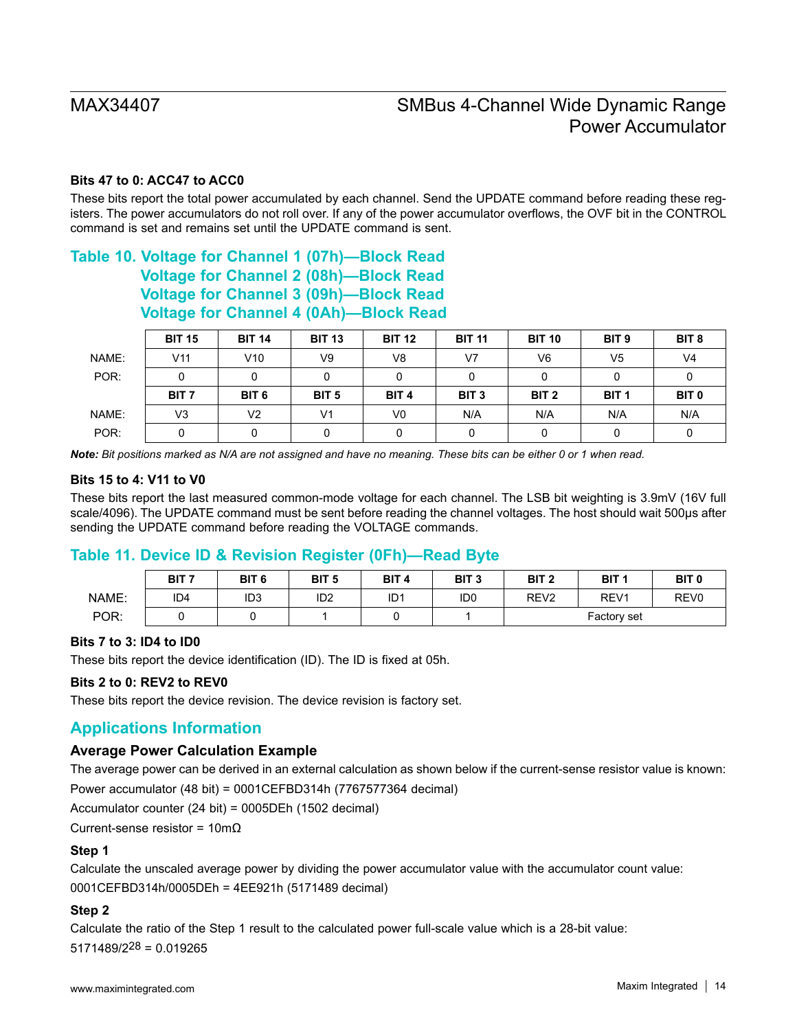### Bits 47 to 0: ACC47 to ACC0

These bits report the total power accumulated by each channel. Send the UPDATE command before reading these registers. The power accumulators do not roll over. If any of the power accumulator overflows, the OVF bit in the CONTROL command is set and remains set until the UPDATE command is sent.

## Table 10. Voltage for Channel 1 (07h)—Block Read Voltage for Channel 2 (08h)—Block Read Voltage for Channel 3 (09h)—Block Read Voltage for Channel 4 (0Ah)—Block Read

| | BIT 15 | BIT 14 | BIT 13 | BIT 12 | BIT 11 | BIT 10 | BIT 9 | BIT 8 |
|---|---|---|---|---|---|---|---|---|
| NAME: | V11 | V10 | V9 | V8 | V7 | V6 | V5 | V4 |
| POR: | 0 | 0 | 0 | 0 | 0 | 0 | 0 | 0 |
| | **BIT 7** | **BIT 6** | **BIT 5** | **BIT 4** | **BIT 3** | **BIT 2** | **BIT 1** | **BIT 0** |
| NAME: | V3 | V2 | V1 | V0 | N/A | N/A | N/A | N/A |
| POR: | 0 | 0 | 0 | 0 | 0 | 0 | 0 | 0 |

***Note:*** *Bit positions marked as N/A are not assigned and have no meaning. These bits can be either 0 or 1 when read.*

### Bits 15 to 4: V11 to V0

These bits report the last measured common-mode voltage for each channel. The LSB bit weighting is 3.9mV (16V full scale/4096). The UPDATE command must be sent before reading the channel voltages. The host should wait 500µs after sending the UPDATE command before reading the VOLTAGE commands.

## Table 11. Device ID & Revision Register (0Fh)—Read Byte

| | BIT 7 | BIT 6 | BIT 5 | BIT 4 | BIT 3 | BIT 2 | BIT 1 | BIT 0 |
|---|---|---|---|---|---|---|---|---|
| NAME: | ID4 | ID3 | ID2 | ID1 | ID0 | REV2 | REV1 | REV0 |
| POR: | 0 | 0 | 1 | 0 | 1 | Factory set | | |

### Bits 7 to 3: ID4 to ID0

These bits report the device identification (ID). The ID is fixed at 05h.

### Bits 2 to 0: REV2 to REV0

These bits report the device revision. The device revision is factory set.

## Applications Information

### Average Power Calculation Example

The average power can be derived in an external calculation as shown below if the current-sense resistor value is known:

Power accumulator (48 bit) = 0001CEFBD314h (7767577364 decimal)

Accumulator counter (24 bit) = 0005DEh (1502 decimal)

Current-sense resistor = 10mΩ

### Step 1

Calculate the unscaled average power by dividing the power accumulator value with the accumulator count value:

0001CEFBD314h/0005DEh = 4EE921h (5171489 decimal)

### Step 2

Calculate the ratio of the Step 1 result to the calculated power full-scale value which is a 28-bit value:

$5171489/2^{28} = 0.019265$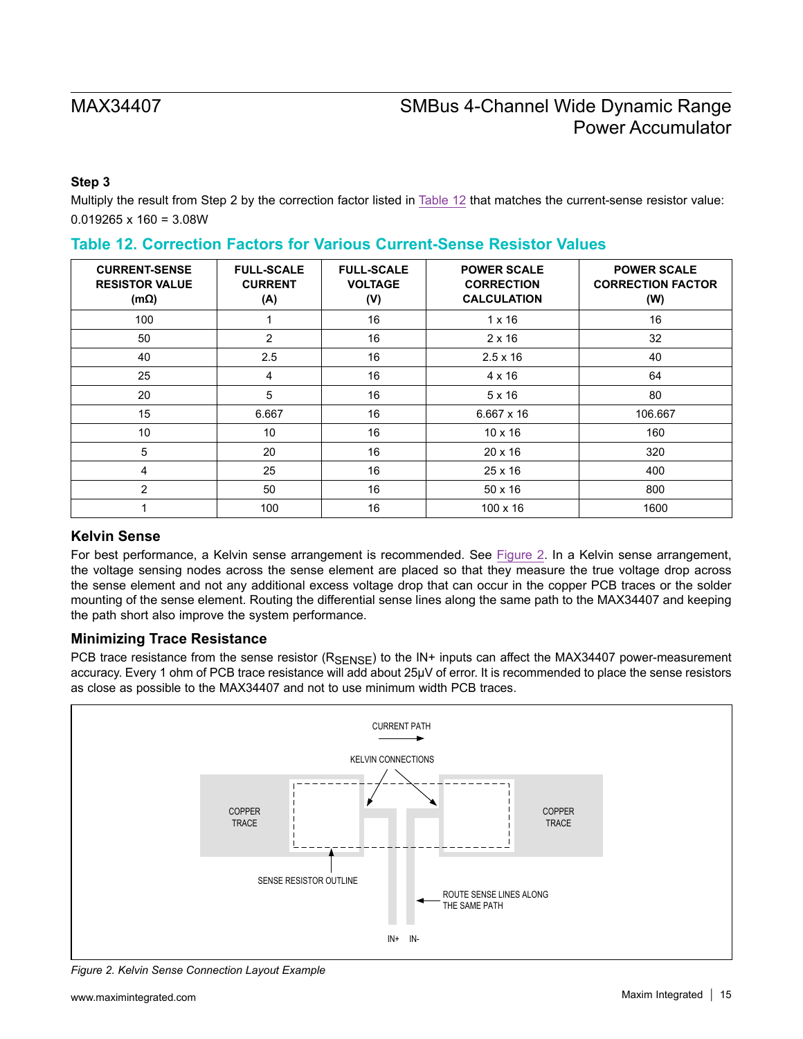### Step 3

Multiply the result from Step 2 by the correction factor listed in Table 12 that matches the current-sense resistor value:

0.019265 x 160 = 3.08W

## Table 12. Correction Factors for Various Current-Sense Resistor Values

| CURRENT-SENSE RESISTOR VALUE (mΩ) | FULL-SCALE CURRENT (A) | FULL-SCALE VOLTAGE (V) | POWER SCALE CORRECTION CALCULATION | POWER SCALE CORRECTION FACTOR (W) |
|---|---|---|---|---|
| 100 | 1 | 16 | 1 x 16 | 16 |
| 50 | 2 | 16 | 2 x 16 | 32 |
| 40 | 2.5 | 16 | 2.5 x 16 | 40 |
| 25 | 4 | 16 | 4 x 16 | 64 |
| 20 | 5 | 16 | 5 x 16 | 80 |
| 15 | 6.667 | 16 | 6.667 x 16 | 106.667 |
| 10 | 10 | 16 | 10 x 16 | 160 |
| 5 | 20 | 16 | 20 x 16 | 320 |
| 4 | 25 | 16 | 25 x 16 | 400 |
| 2 | 50 | 16 | 50 x 16 | 800 |
| 1 | 100 | 16 | 100 x 16 | 1600 |

### Kelvin Sense

For best performance, a Kelvin sense arrangement is recommended. See Figure 2. In a Kelvin sense arrangement, the voltage sensing nodes across the sense element are placed so that they measure the true voltage drop across the sense element and not any additional excess voltage drop that can occur in the copper PCB traces or the solder mounting of the sense element. Routing the differential sense lines along the same path to the MAX34407 and keeping the path short also improve the system performance.

### Minimizing Trace Resistance

PCB trace resistance from the sense resistor ($R_{SENSE}$) to the IN+ inputs can affect the MAX34407 power-measurement accuracy. Every 1 ohm of PCB trace resistance will add about 25µV of error. It is recommended to place the sense resistors as close as possible to the MAX34407 and not to use minimum width PCB traces.

CURRENT PATH

KELVIN CONNECTIONS

COPPER TRACE

COPPER TRACE

SENSE RESISTOR OUTLINE

ROUTE SENSE LINES ALONG THE SAME PATH

IN+ IN-

*Figure 2. Kelvin Sense Connection Layout Example*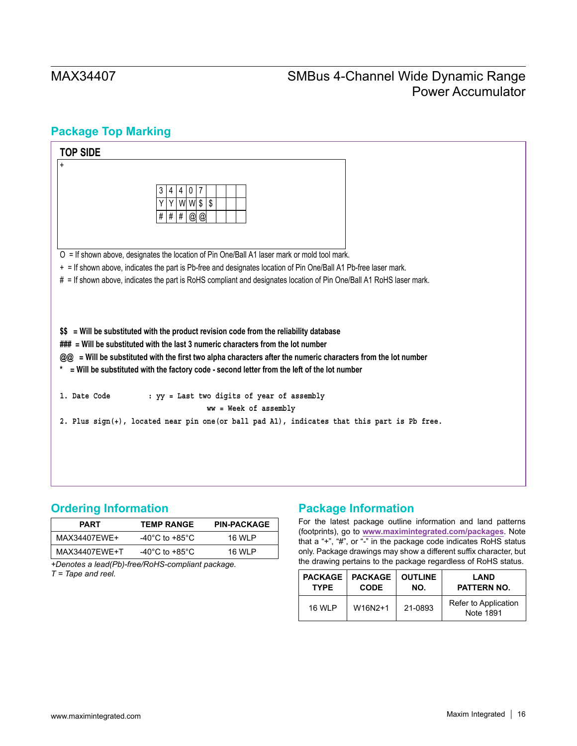## Package Top Marking

**TOP SIDE**

+

| 3 | 4 | 4 | 0 | 7 | | | | | |
|---|---|---|---|---|---|---|---|---|---|
| Y | Y | W | W | $ | $ | | | | |
| # | # | # | @ | @ | | | | | |

O = If shown above, designates the location of Pin One/Ball A1 laser mark or mold tool mark.

+ = If shown above, indicates the part is Pb-free and designates location of Pin One/Ball A1 Pb-free laser mark.

# = If shown above, indicates the part is RoHS compliant and designates location of Pin One/Ball A1 RoHS laser mark.

**$$ = Will be substituted with the product revision code from the reliability database**

**### = Will be substituted with the last 3 numeric characters from the lot number**

**@@ = Will be substituted with the first two alpha characters after the numeric characters from the lot number**

**\* = Will be substituted with the factory code - second letter from the left of the lot number**

1. Date Code : yy = Last two digits of year of assembly
   ww = Week of assembly
2. Plus sign(+), located near pin one(or ball pad A1), indicates that this part is Pb free.

## Ordering Information

| PART | TEMP RANGE | PIN-PACKAGE |
|---|---|---|
| MAX34407EWE+ | -40°C to +85°C | 16 WLP |
| MAX34407EWE+T | -40°C to +85°C | 16 WLP |

*+Denotes a lead(Pb)-free/RoHS-compliant package.*
*T = Tape and reel.*

## Package Information

For the latest package outline information and land patterns (footprints), go to **www.maximintegrated.com/packages**. Note that a "+", "#", or "-" in the package code indicates RoHS status only. Package drawings may show a different suffix character, but the drawing pertains to the package regardless of RoHS status.

| PACKAGE TYPE | PACKAGE CODE | OUTLINE NO. | LAND PATTERN NO. |
|---|---|---|---|
| 16 WLP | W16N2+1 | 21-0893 | Refer to Application Note 1891 |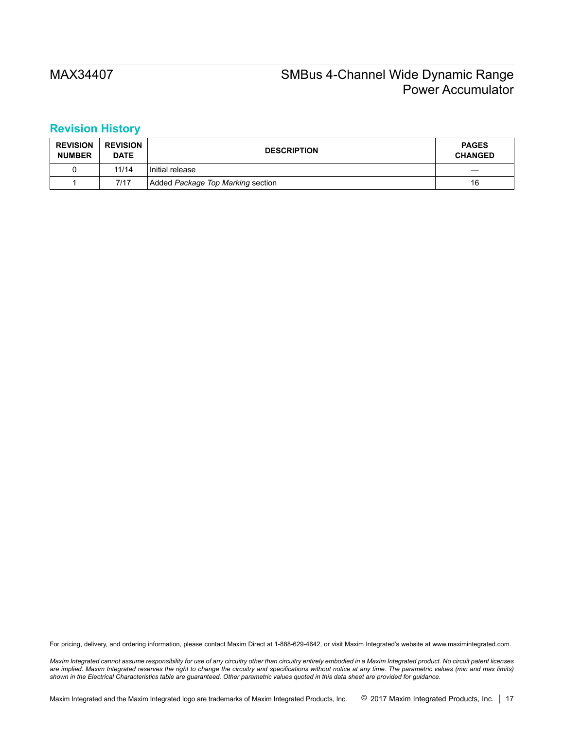## Revision History

| REVISION NUMBER | REVISION DATE | DESCRIPTION | PAGES CHANGED |
|---|---|---|---|
| 0 | 11/14 | Initial release | — |
| 1 | 7/17 | Added *Package Top Marking* section | 16 |

For pricing, delivery, and ordering information, please contact Maxim Direct at 1-888-629-4642, or visit Maxim Integrated's website at www.maximintegrated.com.

*Maxim Integrated cannot assume responsibility for use of any circuitry other than circuitry entirely embodied in a Maxim Integrated product. No circuit patent licenses are implied. Maxim Integrated reserves the right to change the circuitry and specifications without notice at any time. The parametric values (min and max limits) shown in the Electrical Characteristics table are guaranteed. Other parametric values quoted in this data sheet are provided for guidance.*

Maxim Integrated and the Maxim Integrated logo are trademarks of Maxim Integrated Products, Inc. © 2017 Maxim Integrated Products, Inc.